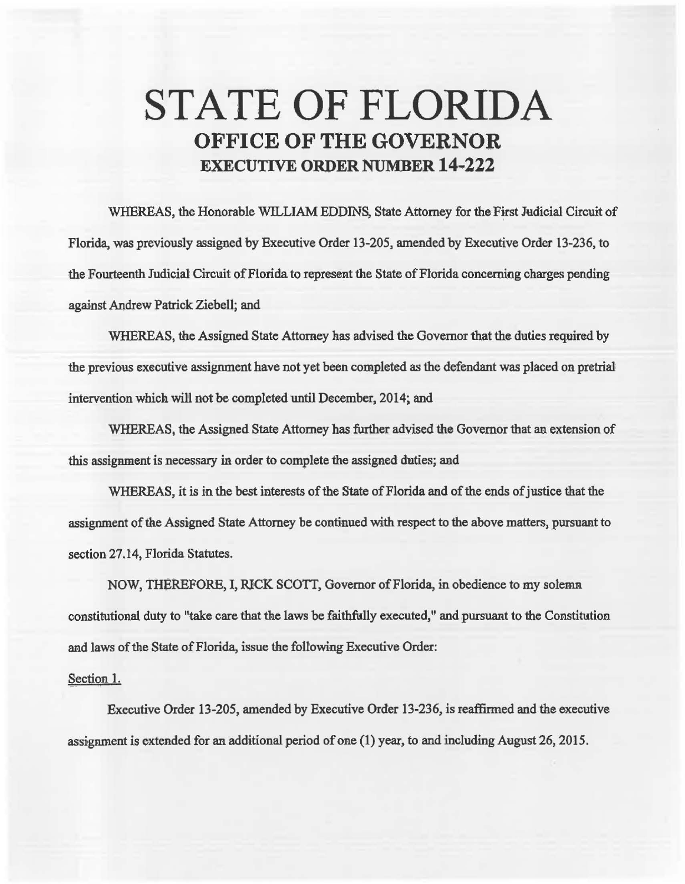# STATE OF FLORIDA

## OFFICE OF THE GOVERNOR

### EXECUTIVE ORDER NUMBER 14-222

WHEREAS, the Honorable WILLIAM EDDINS, State Attorney for the First Judicial Circuit of Florida, was previously assigned by Executive Order 13-205, amended by Executive Order 13-236, to the Fourteenth Judicial Circuit of Florida to represent the State of Florida concerning charges pending against Andrew Patrick Ziebell; and

WHEREAS, the Assigned State Attorney has advised the Governor that the duties required by the previous executive assignment have not yet been completed as the defendant was placed on pretrial intervention which will not be completed until December, 2014; and

WHEREAS, the Assigned State Attorney has further advised the Governor that an extension of this assignment is necessary in order to complete the assigned duties; and

WHEREAS, it is in the best interests of the State of Florida and of the ends of justice that the assignment of the Assigned State Attorney be continued with respect to the above matters, pursuant to section 27.14, Florida Statutes.

NOW, THEREFORE, I, RICK SCOTT, Governor of Florida, in obedience to my solemn constitutional duty to "take care that the laws be faithfully executed," and pursuant to the Constitution and laws of the State of Florida, issue the following Executive Order:

Section 1.

Executive Order 13-205, amended by Executive Order 13-236, is reaffirmed and the executive assignment is extended for an additional period of one (1) year, to and including August 26, 2015.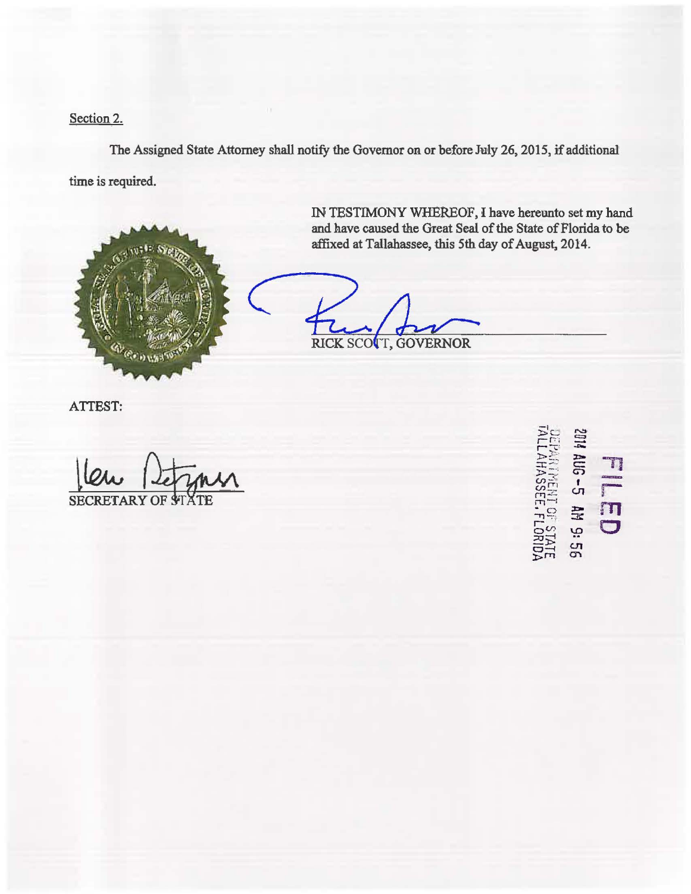Section 2.

The Assigned State Attorney shall notify the Governor on or before July 26, 2015, if additional time is required.

IN TESTIMONY WHEREOF, I have hereunto set my hand and have caused the Great Seal of the State of Florida to be affixed at Tallahassee, this 5th day of August, 2014.

RICK SCOTT, GOVERNOR

ATTEST:

SECRETARY OF STATE

FILED

2014 AUG -5 AM 9:56

DEPARTMENT OF STATE
TALLAHASSEE, FLORIDA